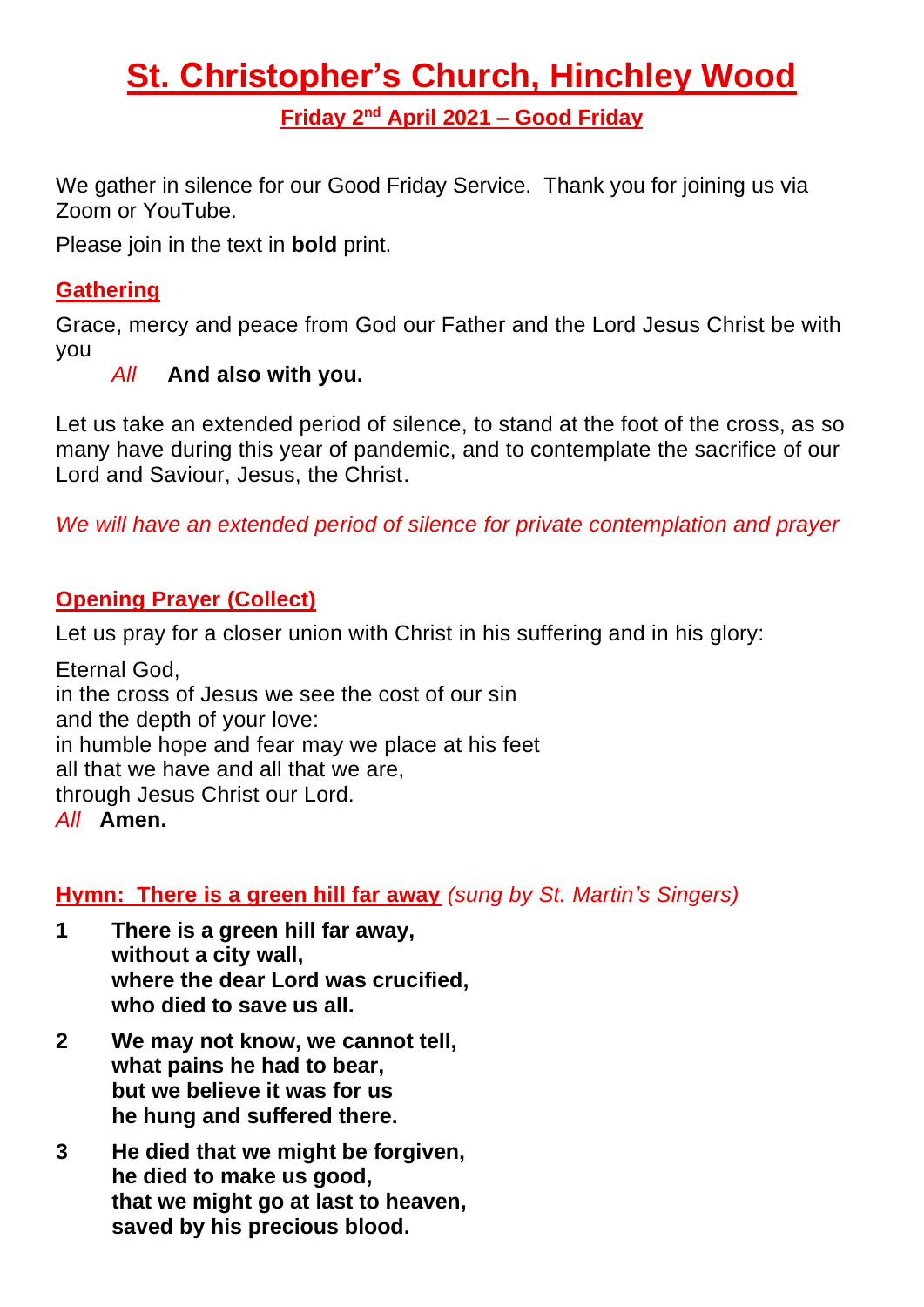# St. Christopher's Church, Hinchley Wood

## Friday 2nd April 2021 – Good Friday

We gather in silence for our Good Friday Service. Thank you for joining us via Zoom or YouTube.

Please join in the text in **bold** print.

### Gathering

Grace, mercy and peace from God our Father and the Lord Jesus Christ be with you

*All* **And also with you.**

Let us take an extended period of silence, to stand at the foot of the cross, as so many have during this year of pandemic, and to contemplate the sacrifice of our Lord and Saviour, Jesus, the Christ.

*We will have an extended period of silence for private contemplation and prayer*

### Opening Prayer (Collect)

Let us pray for a closer union with Christ in his suffering and in his glory:

Eternal God,
in the cross of Jesus we see the cost of our sin
and the depth of your love:
in humble hope and fear may we place at his feet
all that we have and all that we are,
through Jesus Christ our Lord.
*All* **Amen.**

### Hymn: There is a green hill far away *(sung by St. Martin's Singers)*

**1 There is a green hill far away,
without a city wall,
where the dear Lord was crucified,
who died to save us all.**

**2 We may not know, we cannot tell,
what pains he had to bear,
but we believe it was for us
he hung and suffered there.**

**3 He died that we might be forgiven,
he died to make us good,
that we might go at last to heaven,
saved by his precious blood.**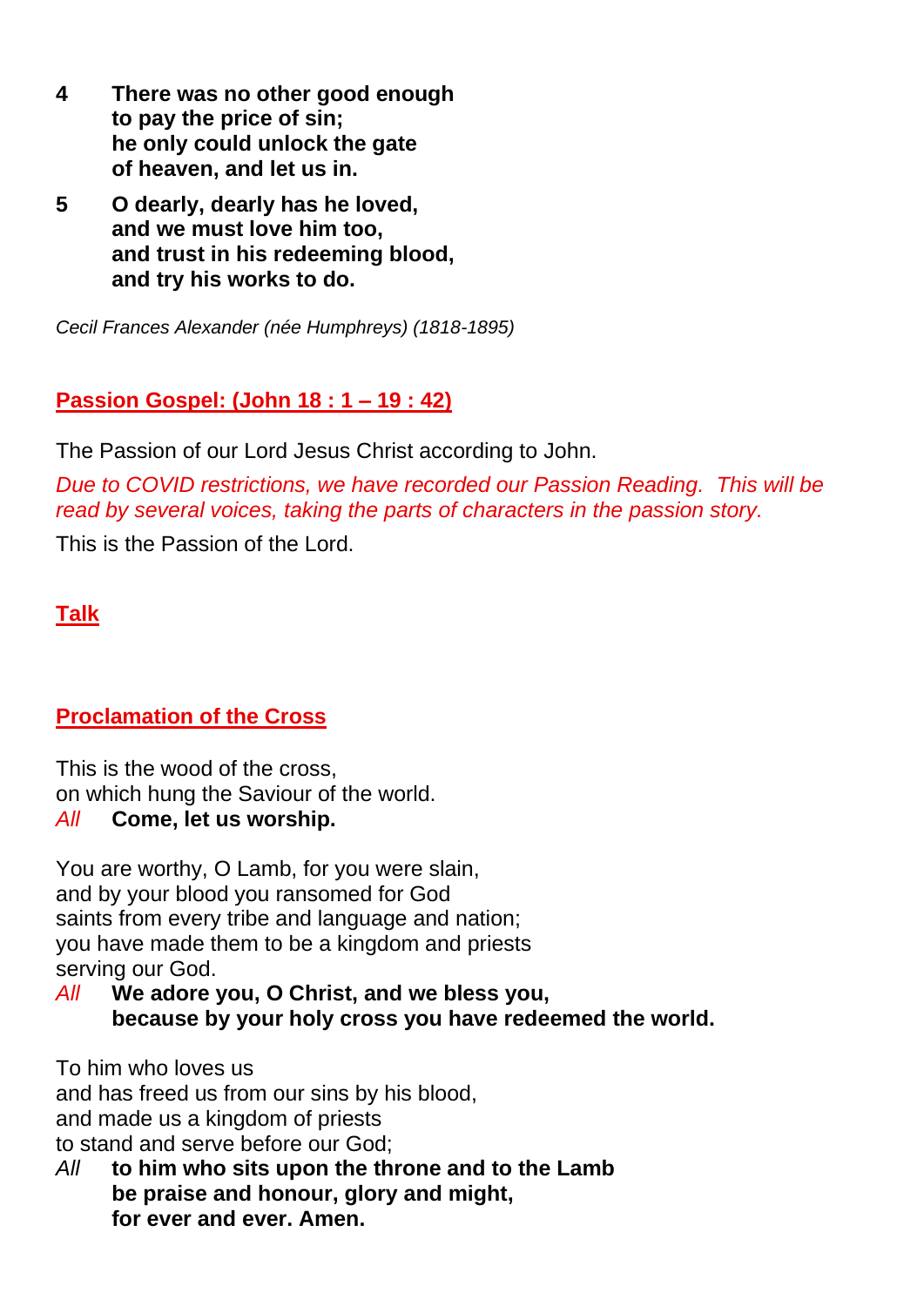**4 There was no other good enough**
**to pay the price of sin;**
**he only could unlock the gate**
**of heaven, and let us in.**

**5 O dearly, dearly has he loved,**
**and we must love him too,**
**and trust in his redeeming blood,**
**and try his works to do.**

*Cecil Frances Alexander (née Humphreys) (1818-1895)*

## Passion Gospel: (John 18 : 1 – 19 : 42)

The Passion of our Lord Jesus Christ according to John.

*Due to COVID restrictions, we have recorded our Passion Reading. This will be read by several voices, taking the parts of characters in the passion story.*

This is the Passion of the Lord.

## Talk

## Proclamation of the Cross

This is the wood of the cross,
on which hung the Saviour of the world.
*All* **Come, let us worship.**

You are worthy, O Lamb, for you were slain,
and by your blood you ransomed for God
saints from every tribe and language and nation;
you have made them to be a kingdom and priests
serving our God.
*All* **We adore you, O Christ, and we bless you,**
**because by your holy cross you have redeemed the world.**

To him who loves us
and has freed us from our sins by his blood,
and made us a kingdom of priests
to stand and serve before our God;
*All* **to him who sits upon the throne and to the Lamb**
**be praise and honour, glory and might,**
**for ever and ever. Amen.**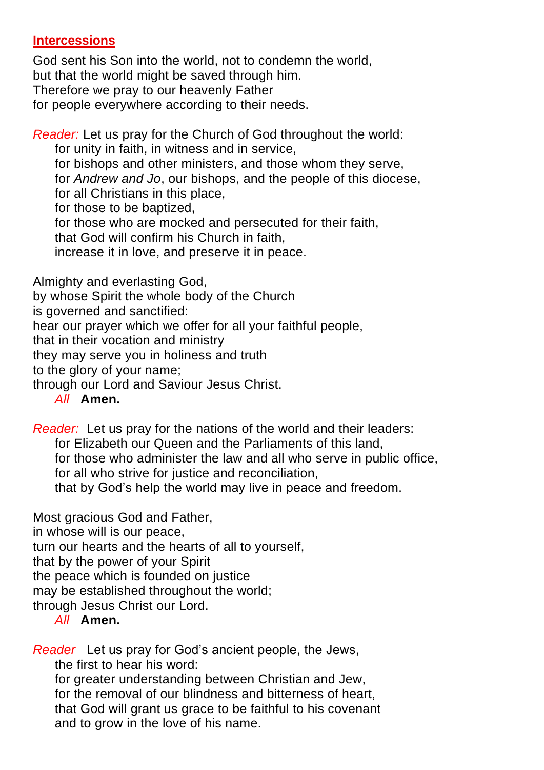## Intercessions

God sent his Son into the world, not to condemn the world,
but that the world might be saved through him.
Therefore we pray to our heavenly Father
for people everywhere according to their needs.

*Reader:* Let us pray for the Church of God throughout the world:
for unity in faith, in witness and in service,
for bishops and other ministers, and those whom they serve,
for *Andrew and Jo*, our bishops, and the people of this diocese,
for all Christians in this place,
for those to be baptized,
for those who are mocked and persecuted for their faith,
that God will confirm his Church in faith,
increase it in love, and preserve it in peace.

Almighty and everlasting God,
by whose Spirit the whole body of the Church
is governed and sanctified:
hear our prayer which we offer for all your faithful people,
that in their vocation and ministry
they may serve you in holiness and truth
to the glory of your name;
through our Lord and Saviour Jesus Christ.
*All* **Amen.**

*Reader:* Let us pray for the nations of the world and their leaders:
for Elizabeth our Queen and the Parliaments of this land,
for those who administer the law and all who serve in public office,
for all who strive for justice and reconciliation,
that by God's help the world may live in peace and freedom.

Most gracious God and Father,
in whose will is our peace,
turn our hearts and the hearts of all to yourself,
that by the power of your Spirit
the peace which is founded on justice
may be established throughout the world;
through Jesus Christ our Lord.
*All* **Amen.**

*Reader* Let us pray for God's ancient people, the Jews,
the first to hear his word:
for greater understanding between Christian and Jew,
for the removal of our blindness and bitterness of heart,
that God will grant us grace to be faithful to his covenant
and to grow in the love of his name.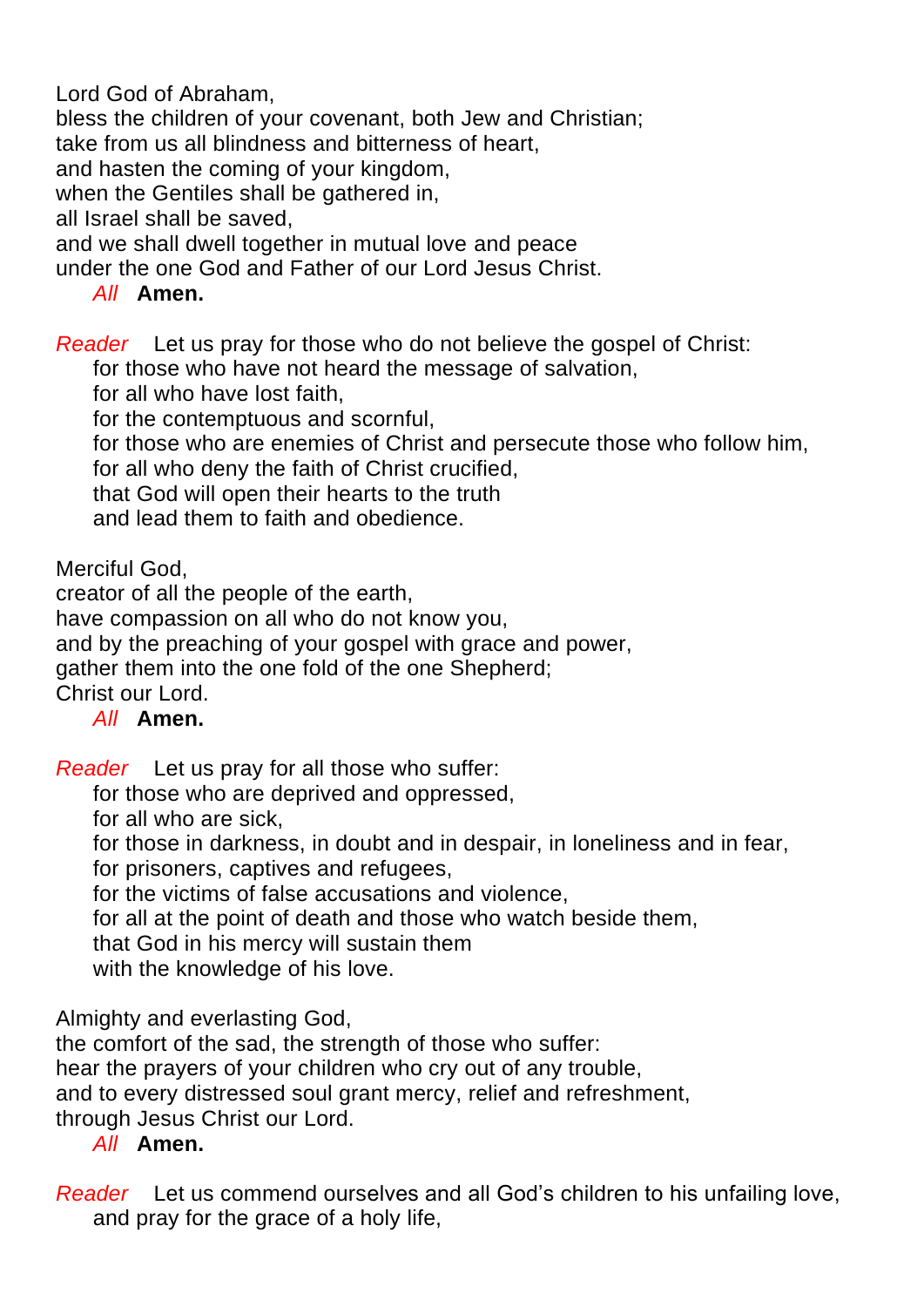Lord God of Abraham,
bless the children of your covenant, both Jew and Christian;
take from us all blindness and bitterness of heart,
and hasten the coming of your kingdom,
when the Gentiles shall be gathered in,
all Israel shall be saved,
and we shall dwell together in mutual love and peace
under the one God and Father of our Lord Jesus Christ.

*All* **Amen.**

*Reader* Let us pray for those who do not believe the gospel of Christ:
for those who have not heard the message of salvation,
for all who have lost faith,
for the contemptuous and scornful,
for those who are enemies of Christ and persecute those who follow him,
for all who deny the faith of Christ crucified,
that God will open their hearts to the truth
and lead them to faith and obedience.

Merciful God,
creator of all the people of the earth,
have compassion on all who do not know you,
and by the preaching of your gospel with grace and power,
gather them into the one fold of the one Shepherd;
Christ our Lord.

*All* **Amen.**

*Reader* Let us pray for all those who suffer:
for those who are deprived and oppressed,
for all who are sick,
for those in darkness, in doubt and in despair, in loneliness and in fear,
for prisoners, captives and refugees,
for the victims of false accusations and violence,
for all at the point of death and those who watch beside them,
that God in his mercy will sustain them
with the knowledge of his love.

Almighty and everlasting God,
the comfort of the sad, the strength of those who suffer:
hear the prayers of your children who cry out of any trouble,
and to every distressed soul grant mercy, relief and refreshment,
through Jesus Christ our Lord.

*All* **Amen.**

*Reader* Let us commend ourselves and all God's children to his unfailing love,
and pray for the grace of a holy life,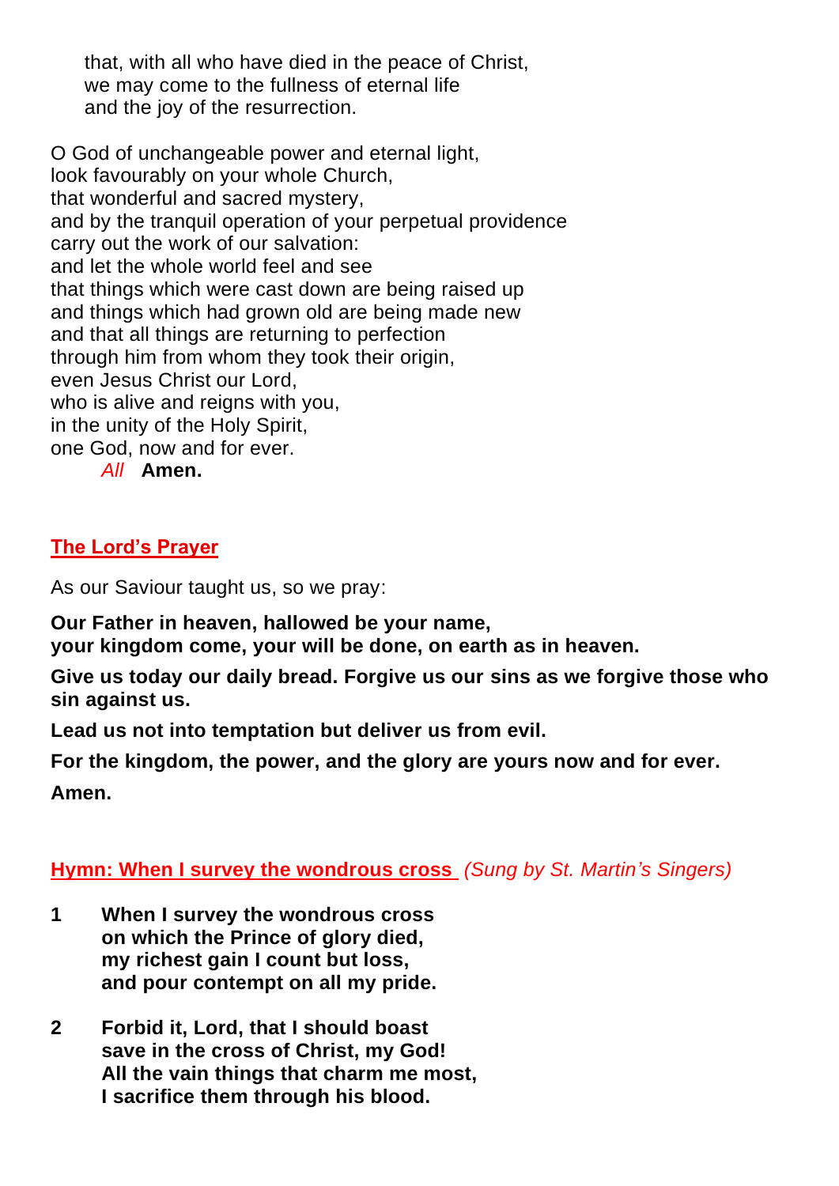that, with all who have died in the peace of Christ,
we may come to the fullness of eternal life
and the joy of the resurrection.

O God of unchangeable power and eternal light,
look favourably on your whole Church,
that wonderful and sacred mystery,
and by the tranquil operation of your perpetual providence
carry out the work of our salvation:
and let the whole world feel and see
that things which were cast down are being raised up
and things which had grown old are being made new
and that all things are returning to perfection
through him from whom they took their origin,
even Jesus Christ our Lord,
who is alive and reigns with you,
in the unity of the Holy Spirit,
one God, now and for ever.

*All* **Amen.**

## The Lord's Prayer

As our Saviour taught us, so we pray:

**Our Father in heaven, hallowed be your name,**
**your kingdom come, your will be done, on earth as in heaven.**

**Give us today our daily bread. Forgive us our sins as we forgive those who sin against us.**

**Lead us not into temptation but deliver us from evil.**

**For the kingdom, the power, and the glory are yours now and for ever.**

**Amen.**

## Hymn: When I survey the wondrous cross *(Sung by St. Martin's Singers)*

**1** **When I survey the wondrous cross**
**on which the Prince of glory died,**
**my richest gain I count but loss,**
**and pour contempt on all my pride.**

**2** **Forbid it, Lord, that I should boast**
**save in the cross of Christ, my God!**
**All the vain things that charm me most,**
**I sacrifice them through his blood.**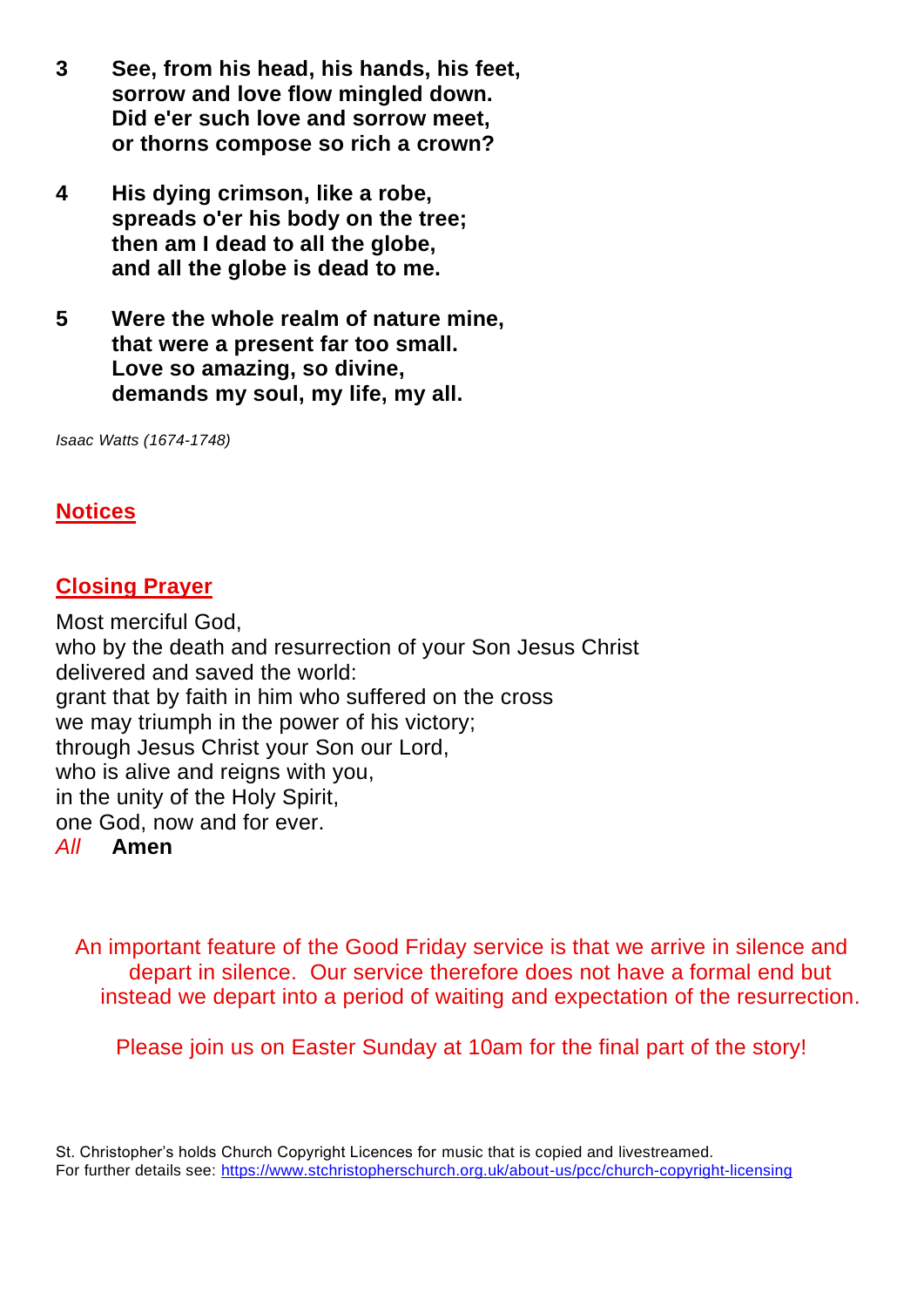**3 See, from his head, his hands, his feet,**
**sorrow and love flow mingled down.**
**Did e'er such love and sorrow meet,**
**or thorns compose so rich a crown?**

**4 His dying crimson, like a robe,**
**spreads o'er his body on the tree;**
**then am I dead to all the globe,**
**and all the globe is dead to me.**

**5 Were the whole realm of nature mine,**
**that were a present far too small.**
**Love so amazing, so divine,**
**demands my soul, my life, my all.**

*Isaac Watts (1674-1748)*

## Notices

## Closing Prayer

Most merciful God,
who by the death and resurrection of your Son Jesus Christ
delivered and saved the world:
grant that by faith in him who suffered on the cross
we may triumph in the power of his victory;
through Jesus Christ your Son our Lord,
who is alive and reigns with you,
in the unity of the Holy Spirit,
one God, now and for ever.
*All* **Amen**

An important feature of the Good Friday service is that we arrive in silence and depart in silence. Our service therefore does not have a formal end but instead we depart into a period of waiting and expectation of the resurrection.

Please join us on Easter Sunday at 10am for the final part of the story!

St. Christopher's holds Church Copyright Licences for music that is copied and livestreamed.
For further details see: https://www.stchristopherschurch.org.uk/about-us/pcc/church-copyright-licensing